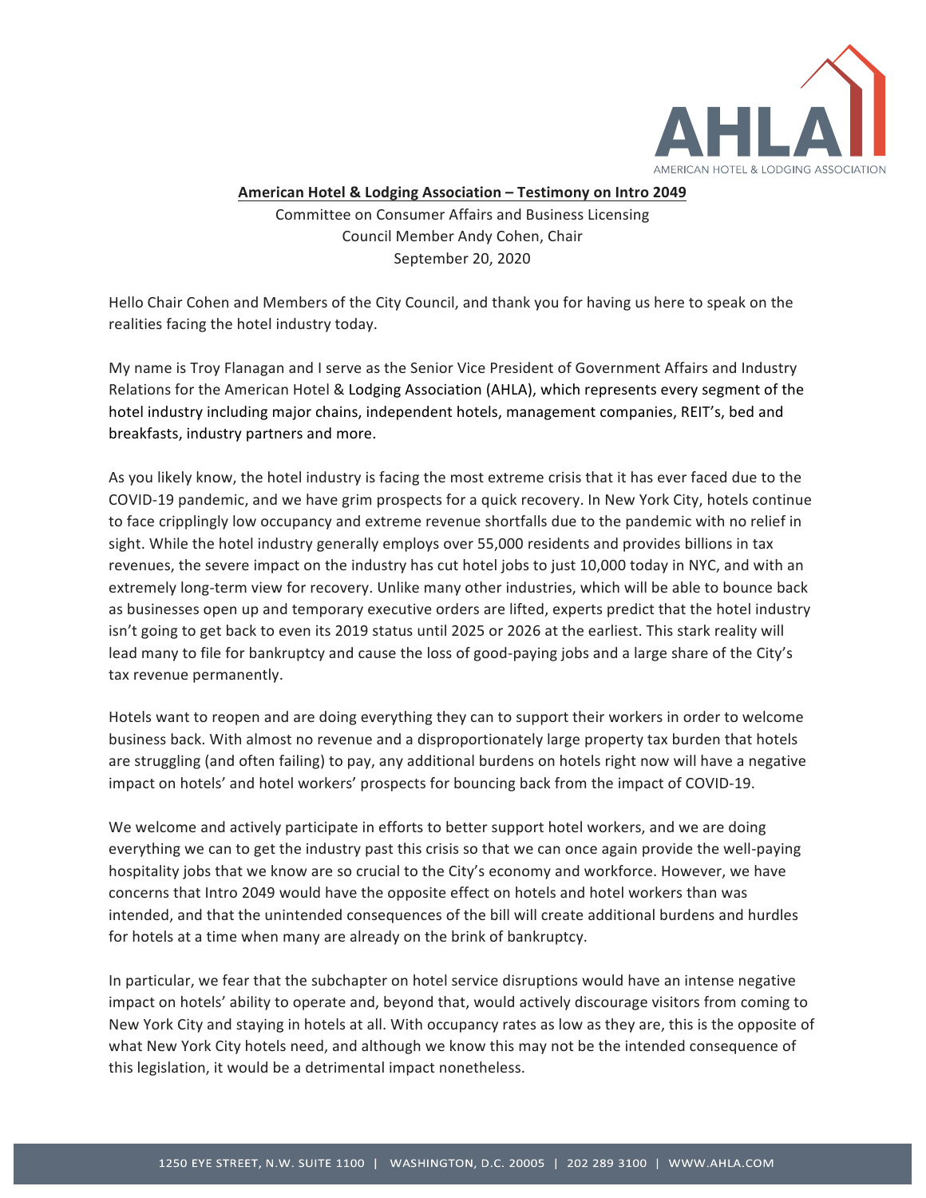**American Hotel & Lodging Association – Testimony on Intro 2049**

Committee on Consumer Affairs and Business Licensing
Council Member Andy Cohen, Chair
September 20, 2020

Hello Chair Cohen and Members of the City Council, and thank you for having us here to speak on the realities facing the hotel industry today.

My name is Troy Flanagan and I serve as the Senior Vice President of Government Affairs and Industry Relations for the American Hotel & Lodging Association (AHLA), which represents every segment of the hotel industry including major chains, independent hotels, management companies, REIT's, bed and breakfasts, industry partners and more.

As you likely know, the hotel industry is facing the most extreme crisis that it has ever faced due to the COVID-19 pandemic, and we have grim prospects for a quick recovery. In New York City, hotels continue to face cripplingly low occupancy and extreme revenue shortfalls due to the pandemic with no relief in sight. While the hotel industry generally employs over 55,000 residents and provides billions in tax revenues, the severe impact on the industry has cut hotel jobs to just 10,000 today in NYC, and with an extremely long-term view for recovery. Unlike many other industries, which will be able to bounce back as businesses open up and temporary executive orders are lifted, experts predict that the hotel industry isn't going to get back to even its 2019 status until 2025 or 2026 at the earliest. This stark reality will lead many to file for bankruptcy and cause the loss of good-paying jobs and a large share of the City's tax revenue permanently.

Hotels want to reopen and are doing everything they can to support their workers in order to welcome business back. With almost no revenue and a disproportionately large property tax burden that hotels are struggling (and often failing) to pay, any additional burdens on hotels right now will have a negative impact on hotels' and hotel workers' prospects for bouncing back from the impact of COVID-19.

We welcome and actively participate in efforts to better support hotel workers, and we are doing everything we can to get the industry past this crisis so that we can once again provide the well-paying hospitality jobs that we know are so crucial to the City's economy and workforce. However, we have concerns that Intro 2049 would have the opposite effect on hotels and hotel workers than was intended, and that the unintended consequences of the bill will create additional burdens and hurdles for hotels at a time when many are already on the brink of bankruptcy.

In particular, we fear that the subchapter on hotel service disruptions would have an intense negative impact on hotels' ability to operate and, beyond that, would actively discourage visitors from coming to New York City and staying in hotels at all. With occupancy rates as low as they are, this is the opposite of what New York City hotels need, and although we know this may not be the intended consequence of this legislation, it would be a detrimental impact nonetheless.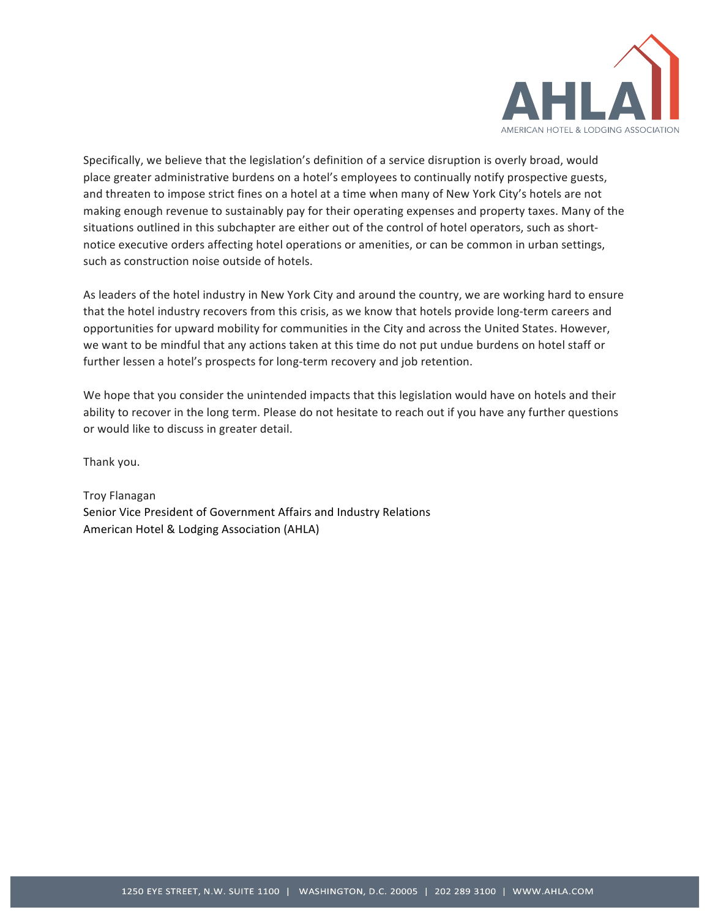Specifically, we believe that the legislation's definition of a service disruption is overly broad, would place greater administrative burdens on a hotel's employees to continually notify prospective guests, and threaten to impose strict fines on a hotel at a time when many of New York City's hotels are not making enough revenue to sustainably pay for their operating expenses and property taxes. Many of the situations outlined in this subchapter are either out of the control of hotel operators, such as short-notice executive orders affecting hotel operations or amenities, or can be common in urban settings, such as construction noise outside of hotels.

As leaders of the hotel industry in New York City and around the country, we are working hard to ensure that the hotel industry recovers from this crisis, as we know that hotels provide long-term careers and opportunities for upward mobility for communities in the City and across the United States. However, we want to be mindful that any actions taken at this time do not put undue burdens on hotel staff or further lessen a hotel's prospects for long-term recovery and job retention.

We hope that you consider the unintended impacts that this legislation would have on hotels and their ability to recover in the long term. Please do not hesitate to reach out if you have any further questions or would like to discuss in greater detail.

Thank you.

Troy Flanagan
Senior Vice President of Government Affairs and Industry Relations
American Hotel & Lodging Association (AHLA)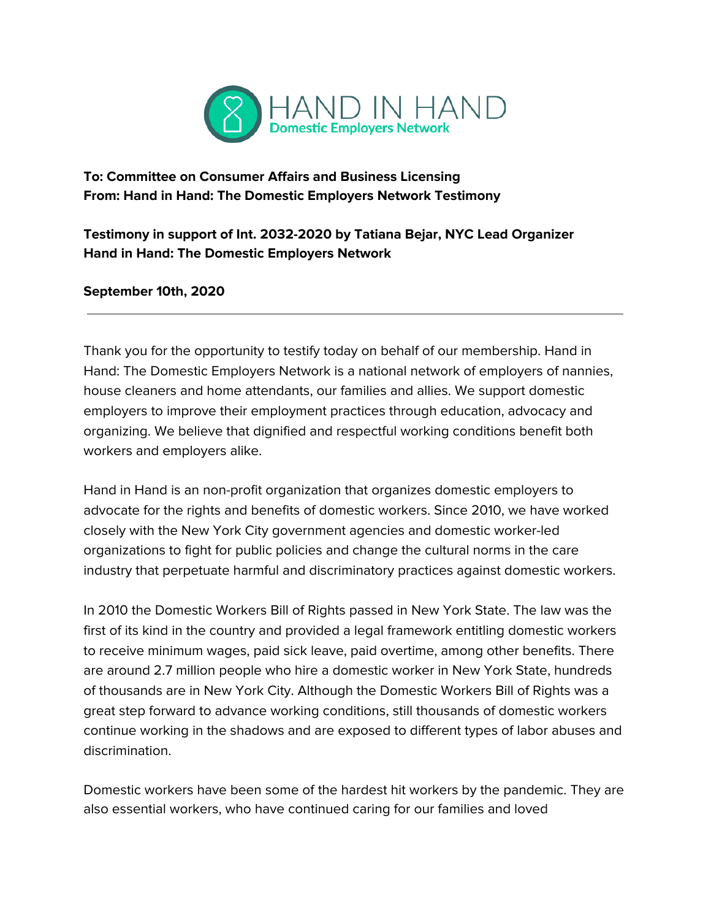**To: Committee on Consumer Affairs and Business Licensing**
**From: Hand in Hand: The Domestic Employers Network Testimony**

**Testimony in support of Int. 2032-2020 by Tatiana Bejar, NYC Lead Organizer**
**Hand in Hand: The Domestic Employers Network**

**September 10th, 2020**

---

Thank you for the opportunity to testify today on behalf of our membership. Hand in Hand: The Domestic Employers Network is a national network of employers of nannies, house cleaners and home attendants, our families and allies. We support domestic employers to improve their employment practices through education, advocacy and organizing. We believe that dignified and respectful working conditions benefit both workers and employers alike.

Hand in Hand is an non-profit organization that organizes domestic employers to advocate for the rights and benefits of domestic workers. Since 2010, we have worked closely with the New York City government agencies and domestic worker-led organizations to fight for public policies and change the cultural norms in the care industry that perpetuate harmful and discriminatory practices against domestic workers.

In 2010 the Domestic Workers Bill of Rights passed in New York State. The law was the first of its kind in the country and provided a legal framework entitling domestic workers to receive minimum wages, paid sick leave, paid overtime, among other benefits. There are around 2.7 million people who hire a domestic worker in New York State, hundreds of thousands are in New York City. Although the Domestic Workers Bill of Rights was a great step forward to advance working conditions, still thousands of domestic workers continue working in the shadows and are exposed to different types of labor abuses and discrimination.

Domestic workers have been some of the hardest hit workers by the pandemic. They are also essential workers, who have continued caring for our families and loved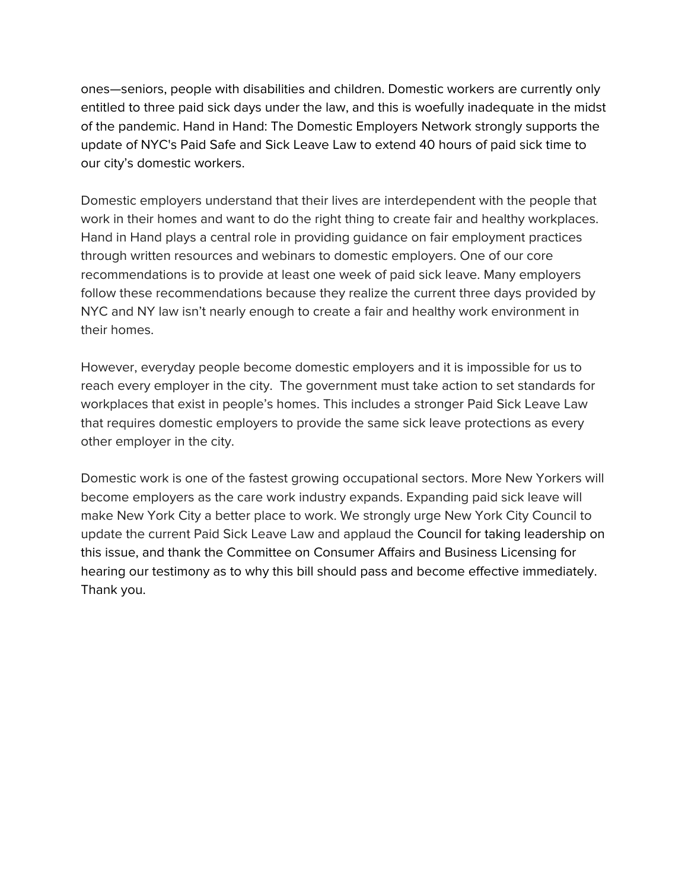ones—seniors, people with disabilities and children. Domestic workers are currently only entitled to three paid sick days under the law, and this is woefully inadequate in the midst of the pandemic. Hand in Hand: The Domestic Employers Network strongly supports the update of NYC's Paid Safe and Sick Leave Law to extend 40 hours of paid sick time to our city's domestic workers.

Domestic employers understand that their lives are interdependent with the people that work in their homes and want to do the right thing to create fair and healthy workplaces. Hand in Hand plays a central role in providing guidance on fair employment practices through written resources and webinars to domestic employers. One of our core recommendations is to provide at least one week of paid sick leave. Many employers follow these recommendations because they realize the current three days provided by NYC and NY law isn't nearly enough to create a fair and healthy work environment in their homes.

However, everyday people become domestic employers and it is impossible for us to reach every employer in the city. The government must take action to set standards for workplaces that exist in people's homes. This includes a stronger Paid Sick Leave Law that requires domestic employers to provide the same sick leave protections as every other employer in the city.

Domestic work is one of the fastest growing occupational sectors. More New Yorkers will become employers as the care work industry expands. Expanding paid sick leave will make New York City a better place to work. We strongly urge New York City Council to update the current Paid Sick Leave Law and applaud the Council for taking leadership on this issue, and thank the Committee on Consumer Affairs and Business Licensing for hearing our testimony as to why this bill should pass and become effective immediately. Thank you.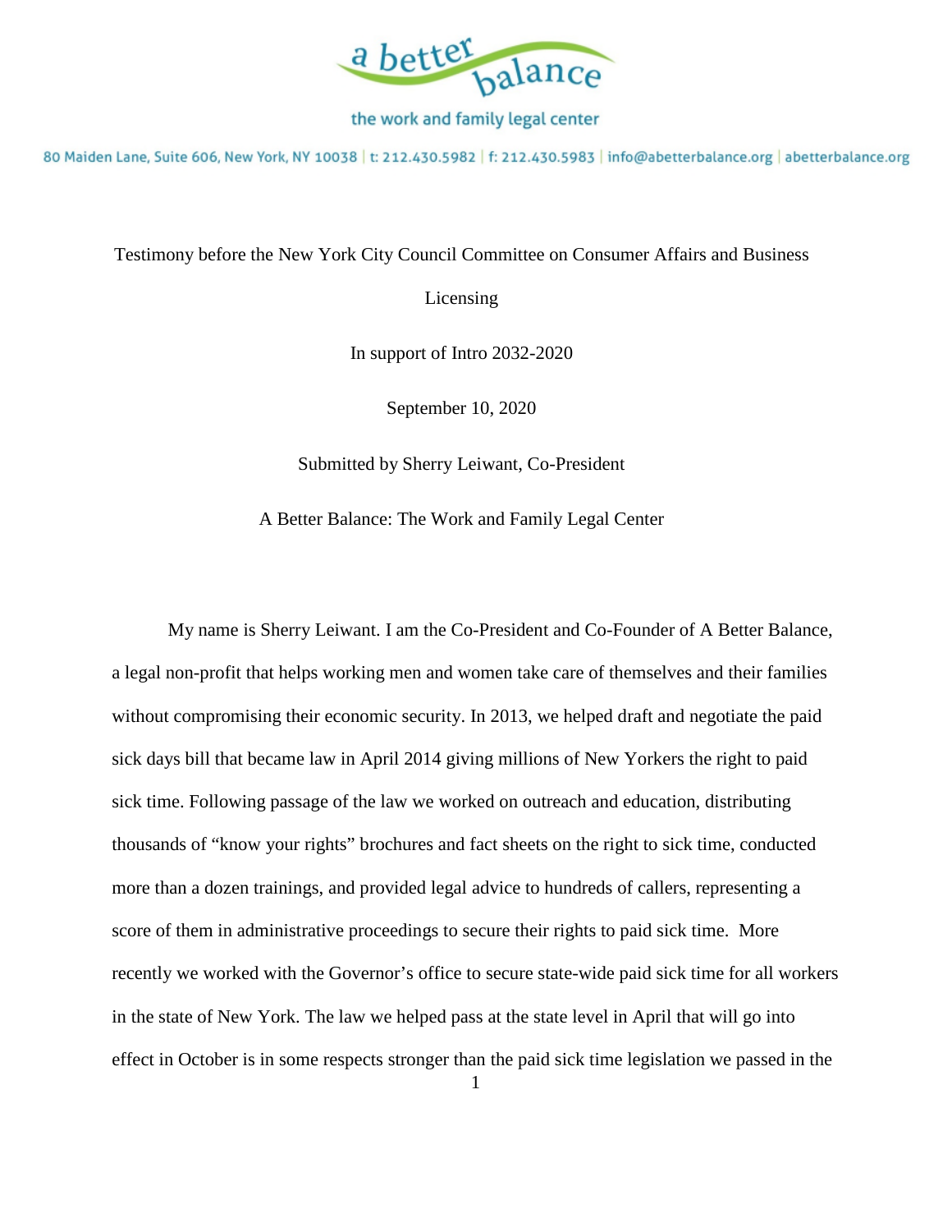a better balance

the work and family legal center

80 Maiden Lane, Suite 606, New York, NY 10038 | t: 212.430.5982 | f: 212.430.5983 | info@abetterbalance.org | abetterbalance.org

Testimony before the New York City Council Committee on Consumer Affairs and Business Licensing

In support of Intro 2032-2020

September 10, 2020

Submitted by Sherry Leiwant, Co-President

A Better Balance: The Work and Family Legal Center

My name is Sherry Leiwant. I am the Co-President and Co-Founder of A Better Balance, a legal non-profit that helps working men and women take care of themselves and their families without compromising their economic security. In 2013, we helped draft and negotiate the paid sick days bill that became law in April 2014 giving millions of New Yorkers the right to paid sick time. Following passage of the law we worked on outreach and education, distributing thousands of "know your rights" brochures and fact sheets on the right to sick time, conducted more than a dozen trainings, and provided legal advice to hundreds of callers, representing a score of them in administrative proceedings to secure their rights to paid sick time. More recently we worked with the Governor's office to secure state-wide paid sick time for all workers in the state of New York. The law we helped pass at the state level in April that will go into effect in October is in some respects stronger than the paid sick time legislation we passed in the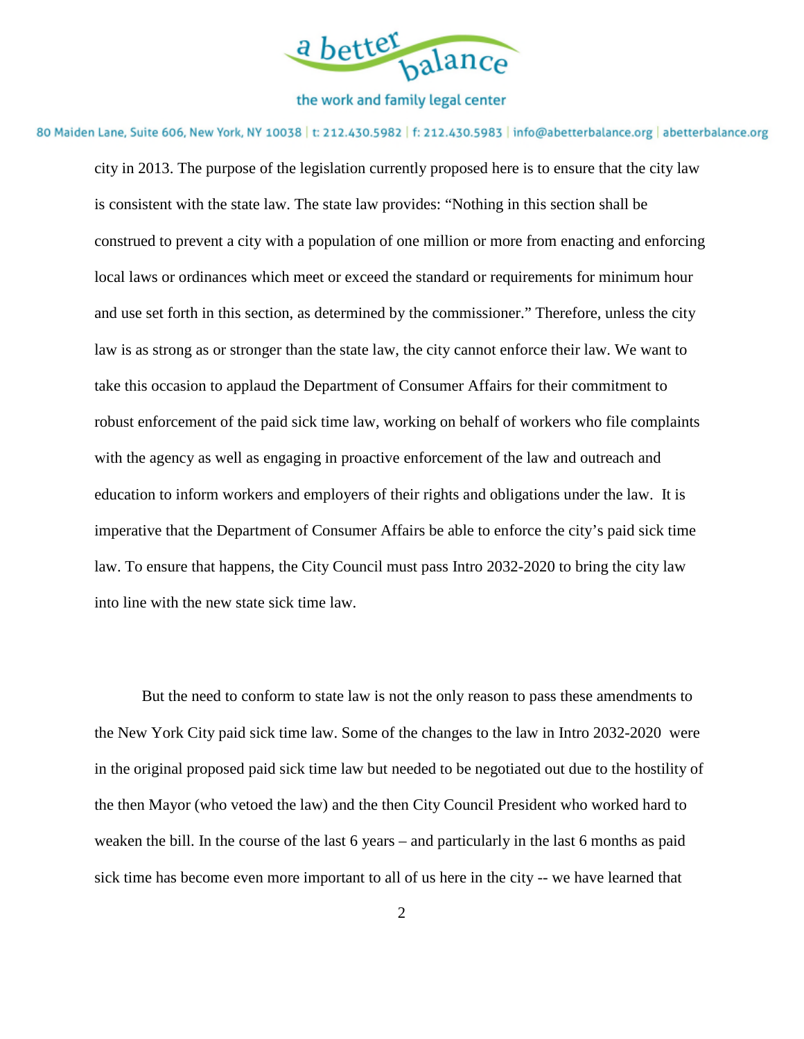city in 2013. The purpose of the legislation currently proposed here is to ensure that the city law is consistent with the state law. The state law provides: "Nothing in this section shall be construed to prevent a city with a population of one million or more from enacting and enforcing local laws or ordinances which meet or exceed the standard or requirements for minimum hour and use set forth in this section, as determined by the commissioner." Therefore, unless the city law is as strong as or stronger than the state law, the city cannot enforce their law. We want to take this occasion to applaud the Department of Consumer Affairs for their commitment to robust enforcement of the paid sick time law, working on behalf of workers who file complaints with the agency as well as engaging in proactive enforcement of the law and outreach and education to inform workers and employers of their rights and obligations under the law. It is imperative that the Department of Consumer Affairs be able to enforce the city's paid sick time law. To ensure that happens, the City Council must pass Intro 2032-2020 to bring the city law into line with the new state sick time law.

But the need to conform to state law is not the only reason to pass these amendments to the New York City paid sick time law. Some of the changes to the law in Intro 2032-2020 were in the original proposed paid sick time law but needed to be negotiated out due to the hostility of the then Mayor (who vetoed the law) and the then City Council President who worked hard to weaken the bill. In the course of the last 6 years – and particularly in the last 6 months as paid sick time has become even more important to all of us here in the city -- we have learned that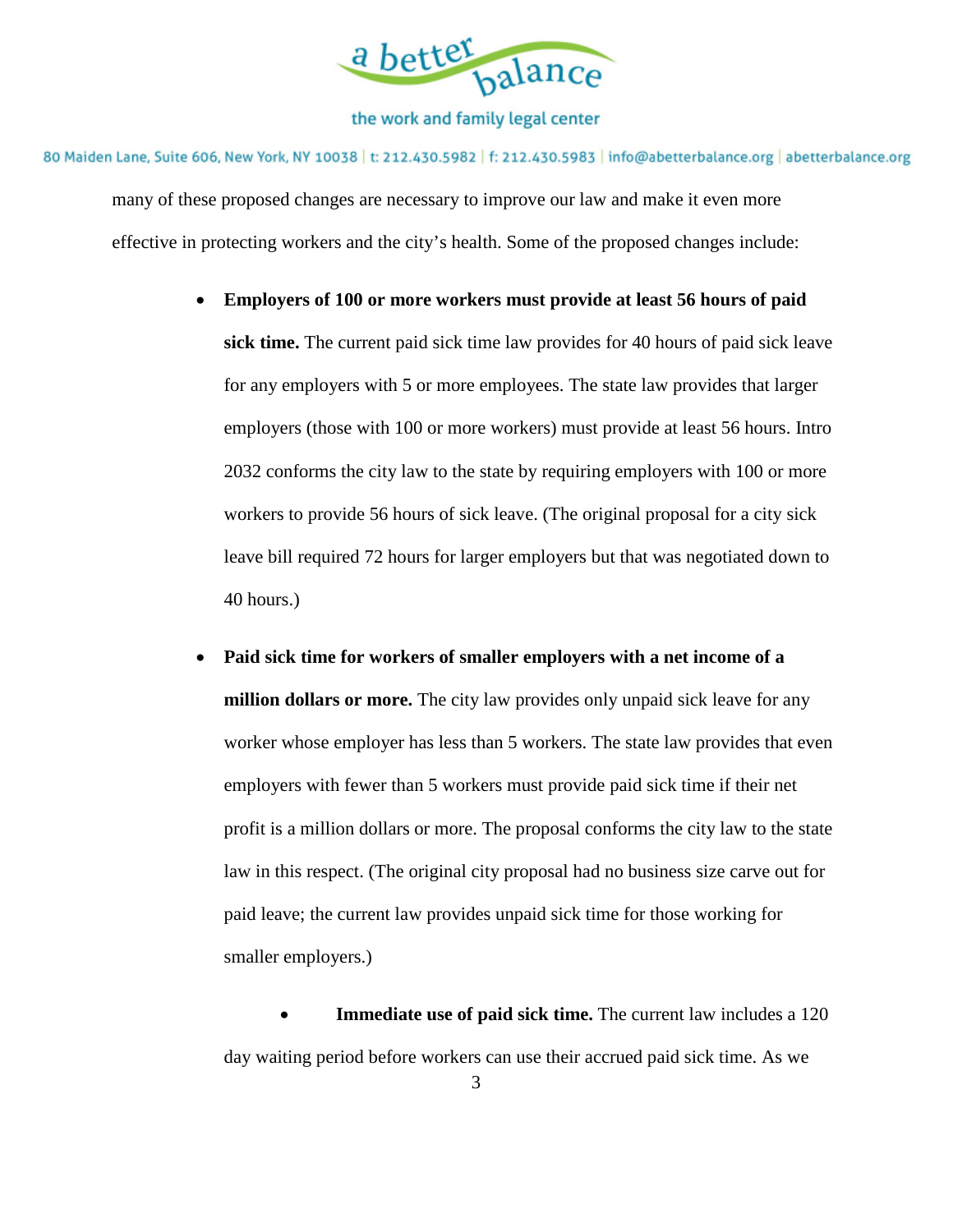many of these proposed changes are necessary to improve our law and make it even more effective in protecting workers and the city's health. Some of the proposed changes include:

- **Employers of 100 or more workers must provide at least 56 hours of paid sick time.** The current paid sick time law provides for 40 hours of paid sick leave for any employers with 5 or more employees. The state law provides that larger employers (those with 100 or more workers) must provide at least 56 hours. Intro 2032 conforms the city law to the state by requiring employers with 100 or more workers to provide 56 hours of sick leave. (The original proposal for a city sick leave bill required 72 hours for larger employers but that was negotiated down to 40 hours.)

- **Paid sick time for workers of smaller employers with a net income of a million dollars or more.** The city law provides only unpaid sick leave for any worker whose employer has less than 5 workers. The state law provides that even employers with fewer than 5 workers must provide paid sick time if their net profit is a million dollars or more. The proposal conforms the city law to the state law in this respect. (The original city proposal had no business size carve out for paid leave; the current law provides unpaid sick time for those working for smaller employers.)

- **Immediate use of paid sick time.** The current law includes a 120 day waiting period before workers can use their accrued paid sick time. As we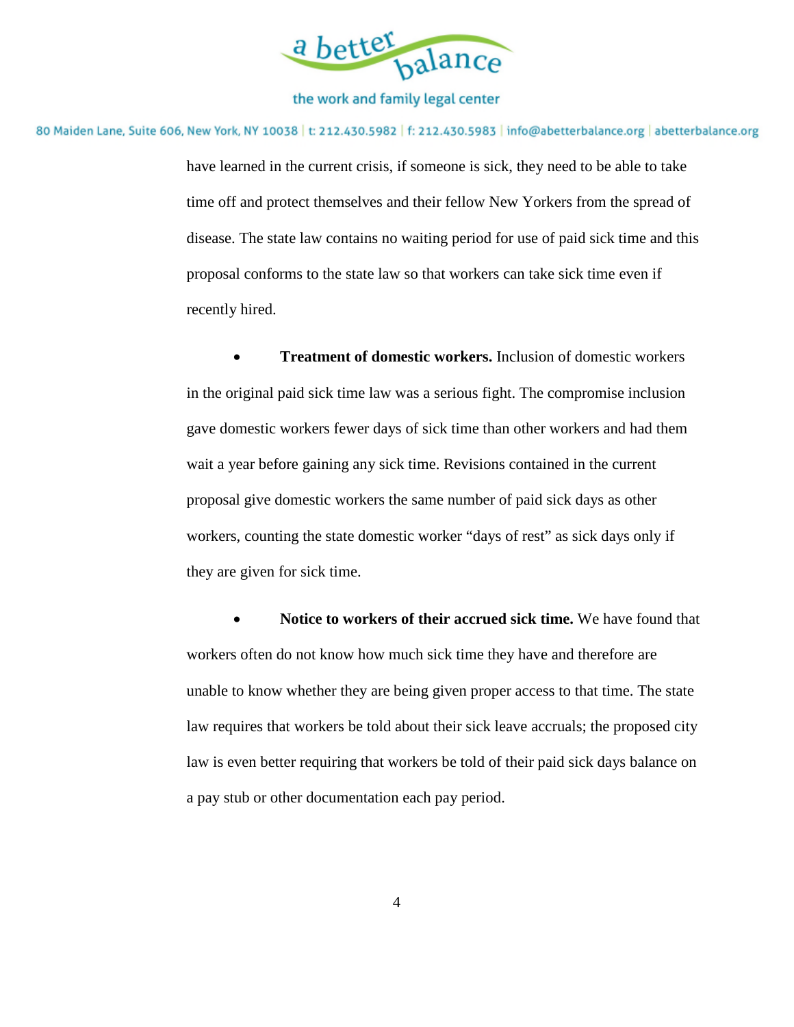have learned in the current crisis, if someone is sick, they need to be able to take time off and protect themselves and their fellow New Yorkers from the spread of disease. The state law contains no waiting period for use of paid sick time and this proposal conforms to the state law so that workers can take sick time even if recently hired.

- **Treatment of domestic workers.** Inclusion of domestic workers in the original paid sick time law was a serious fight. The compromise inclusion gave domestic workers fewer days of sick time than other workers and had them wait a year before gaining any sick time. Revisions contained in the current proposal give domestic workers the same number of paid sick days as other workers, counting the state domestic worker "days of rest" as sick days only if they are given for sick time.

- **Notice to workers of their accrued sick time.** We have found that workers often do not know how much sick time they have and therefore are unable to know whether they are being given proper access to that time. The state law requires that workers be told about their sick leave accruals; the proposed city law is even better requiring that workers be told of their paid sick days balance on a pay stub or other documentation each pay period.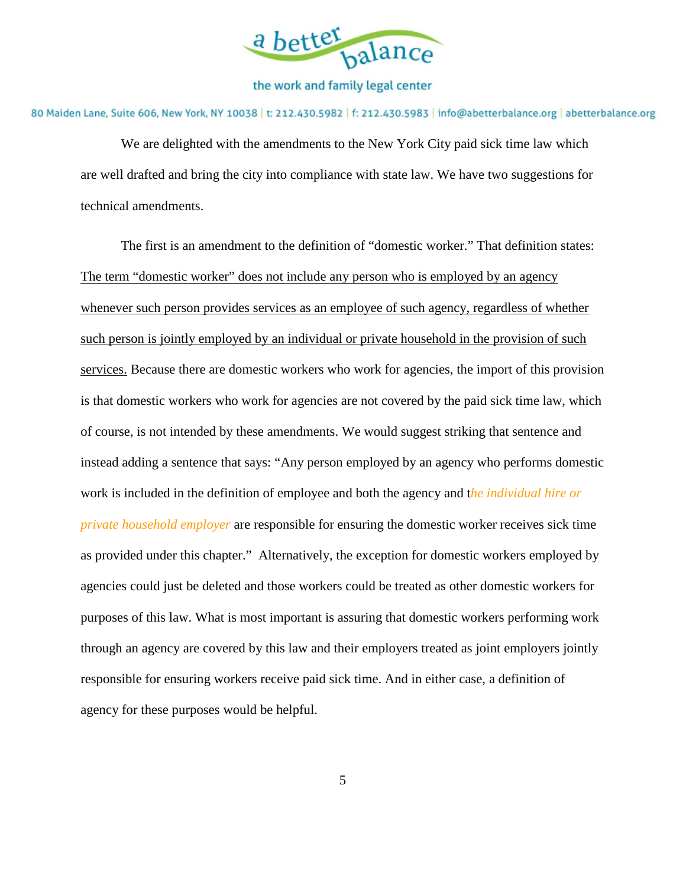We are delighted with the amendments to the New York City paid sick time law which are well drafted and bring the city into compliance with state law. We have two suggestions for technical amendments.

The first is an amendment to the definition of "domestic worker." That definition states: <u>The term "domestic worker" does not include any person who is employed by an agency whenever such person provides services as an employee of such agency, regardless of whether such person is jointly employed by an individual or private household in the provision of such services.</u> Because there are domestic workers who work for agencies, the import of this provision is that domestic workers who work for agencies are not covered by the paid sick time law, which of course, is not intended by these amendments. We would suggest striking that sentence and instead adding a sentence that says: "Any person employed by an agency who performs domestic work is included in the definition of employee and both the agency and t*he individual hire or private household employer* are responsible for ensuring the domestic worker receives sick time as provided under this chapter." Alternatively, the exception for domestic workers employed by agencies could just be deleted and those workers could be treated as other domestic workers for purposes of this law. What is most important is assuring that domestic workers performing work through an agency are covered by this law and their employers treated as joint employers jointly responsible for ensuring workers receive paid sick time. And in either case, a definition of agency for these purposes would be helpful.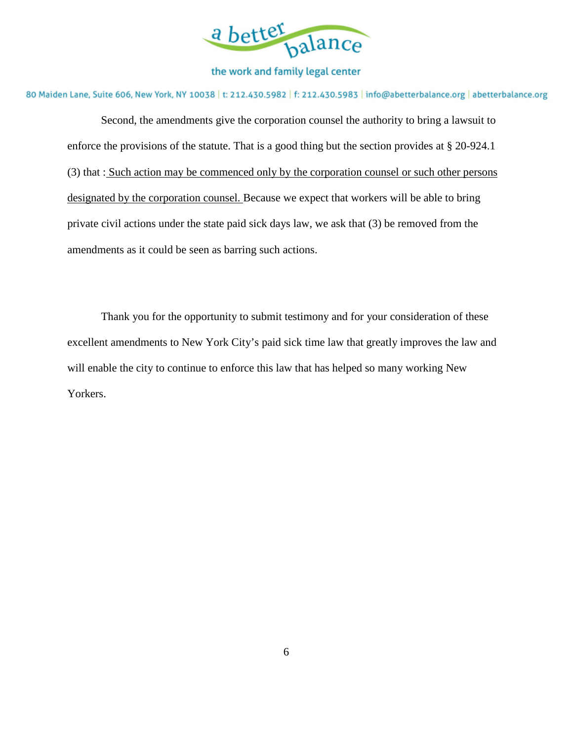Second, the amendments give the corporation counsel the authority to bring a lawsuit to enforce the provisions of the statute. That is a good thing but the section provides at § 20-924.1 (3) that : <u>Such action may be commenced only by the corporation counsel or such other persons designated by the corporation counsel.</u> Because we expect that workers will be able to bring private civil actions under the state paid sick days law, we ask that (3) be removed from the amendments as it could be seen as barring such actions.

Thank you for the opportunity to submit testimony and for your consideration of these excellent amendments to New York City's paid sick time law that greatly improves the law and will enable the city to continue to enforce this law that has helped so many working New Yorkers.